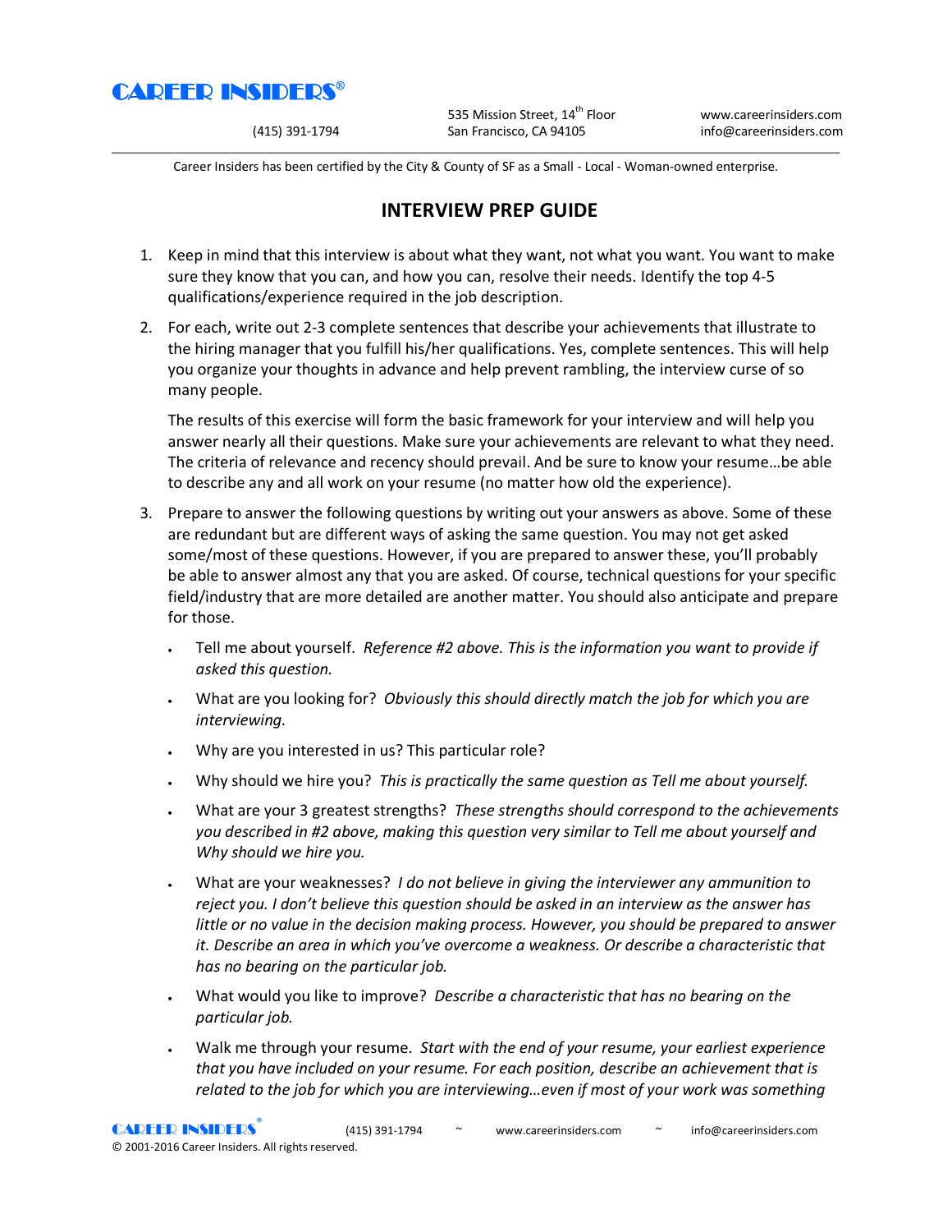# CAREER INSIDERS®

(415) 391-1794

535 Mission Street, 14th Floor
San Francisco, CA 94105

www.careerinsiders.com
info@careerinsiders.com

Career Insiders has been certified by the City & County of SF as a Small - Local - Woman-owned enterprise.

## INTERVIEW PREP GUIDE

1. Keep in mind that this interview is about what they want, not what you want. You want to make sure they know that you can, and how you can, resolve their needs. Identify the top 4-5 qualifications/experience required in the job description.

2. For each, write out 2-3 complete sentences that describe your achievements that illustrate to the hiring manager that you fulfill his/her qualifications. Yes, complete sentences. This will help you organize your thoughts in advance and help prevent rambling, the interview curse of so many people.

   The results of this exercise will form the basic framework for your interview and will help you answer nearly all their questions. Make sure your achievements are relevant to what they need. The criteria of relevance and recency should prevail. And be sure to know your resume…be able to describe any and all work on your resume (no matter how old the experience).

3. Prepare to answer the following questions by writing out your answers as above. Some of these are redundant but are different ways of asking the same question. You may not get asked some/most of these questions. However, if you are prepared to answer these, you'll probably be able to answer almost any that you are asked. Of course, technical questions for your specific field/industry that are more detailed are another matter. You should also anticipate and prepare for those.

   - Tell me about yourself. *Reference #2 above. This is the information you want to provide if asked this question.*
   - What are you looking for? *Obviously this should directly match the job for which you are interviewing.*
   - Why are you interested in us? This particular role?
   - Why should we hire you? *This is practically the same question as Tell me about yourself.*
   - What are your 3 greatest strengths? *These strengths should correspond to the achievements you described in #2 above, making this question very similar to Tell me about yourself and Why should we hire you.*
   - What are your weaknesses? *I do not believe in giving the interviewer any ammunition to reject you. I don't believe this question should be asked in an interview as the answer has little or no value in the decision making process. However, you should be prepared to answer it. Describe an area in which you've overcome a weakness. Or describe a characteristic that has no bearing on the particular job.*
   - What would you like to improve? *Describe a characteristic that has no bearing on the particular job.*
   - Walk me through your resume. *Start with the end of your resume, your earliest experience that you have included on your resume. For each position, describe an achievement that is related to the job for which you are interviewing…even if most of your work was something*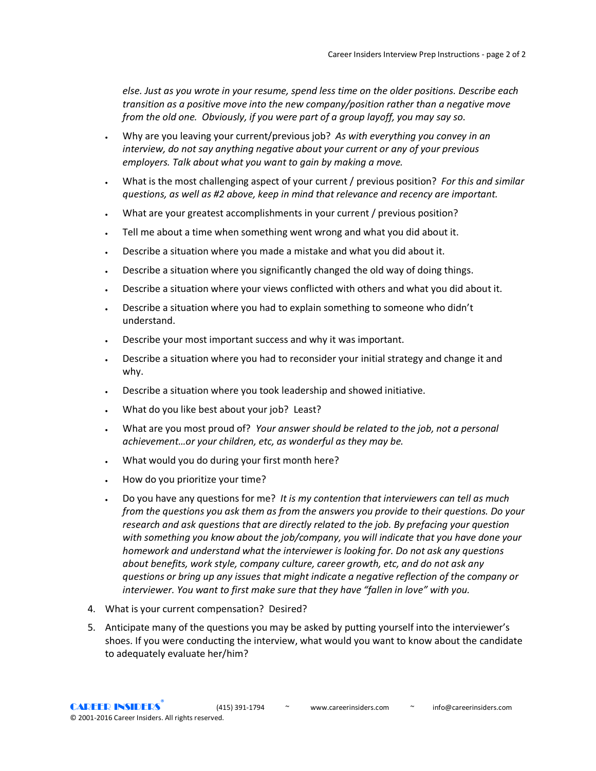*else. Just as you wrote in your resume, spend less time on the older positions. Describe each transition as a positive move into the new company/position rather than a negative move from the old one. Obviously, if you were part of a group layoff, you may say so.*

- Why are you leaving your current/previous job? *As with everything you convey in an interview, do not say anything negative about your current or any of your previous employers. Talk about what you want to gain by making a move.*
- What is the most challenging aspect of your current / previous position? *For this and similar questions, as well as #2 above, keep in mind that relevance and recency are important.*
- What are your greatest accomplishments in your current / previous position?
- Tell me about a time when something went wrong and what you did about it.
- Describe a situation where you made a mistake and what you did about it.
- Describe a situation where you significantly changed the old way of doing things.
- Describe a situation where your views conflicted with others and what you did about it.
- Describe a situation where you had to explain something to someone who didn't understand.
- Describe your most important success and why it was important.
- Describe a situation where you had to reconsider your initial strategy and change it and why.
- Describe a situation where you took leadership and showed initiative.
- What do you like best about your job? Least?
- What are you most proud of? *Your answer should be related to the job, not a personal achievement…or your children, etc, as wonderful as they may be.*
- What would you do during your first month here?
- How do you prioritize your time?
- Do you have any questions for me? *It is my contention that interviewers can tell as much from the questions you ask them as from the answers you provide to their questions. Do your research and ask questions that are directly related to the job. By prefacing your question with something you know about the job/company, you will indicate that you have done your homework and understand what the interviewer is looking for. Do not ask any questions about benefits, work style, company culture, career growth, etc, and do not ask any questions or bring up any issues that might indicate a negative reflection of the company or interviewer. You want to first make sure that they have "fallen in love" with you.*

4. What is your current compensation? Desired?
5. Anticipate many of the questions you may be asked by putting yourself into the interviewer's shoes. If you were conducting the interview, what would you want to know about the candidate to adequately evaluate her/him?